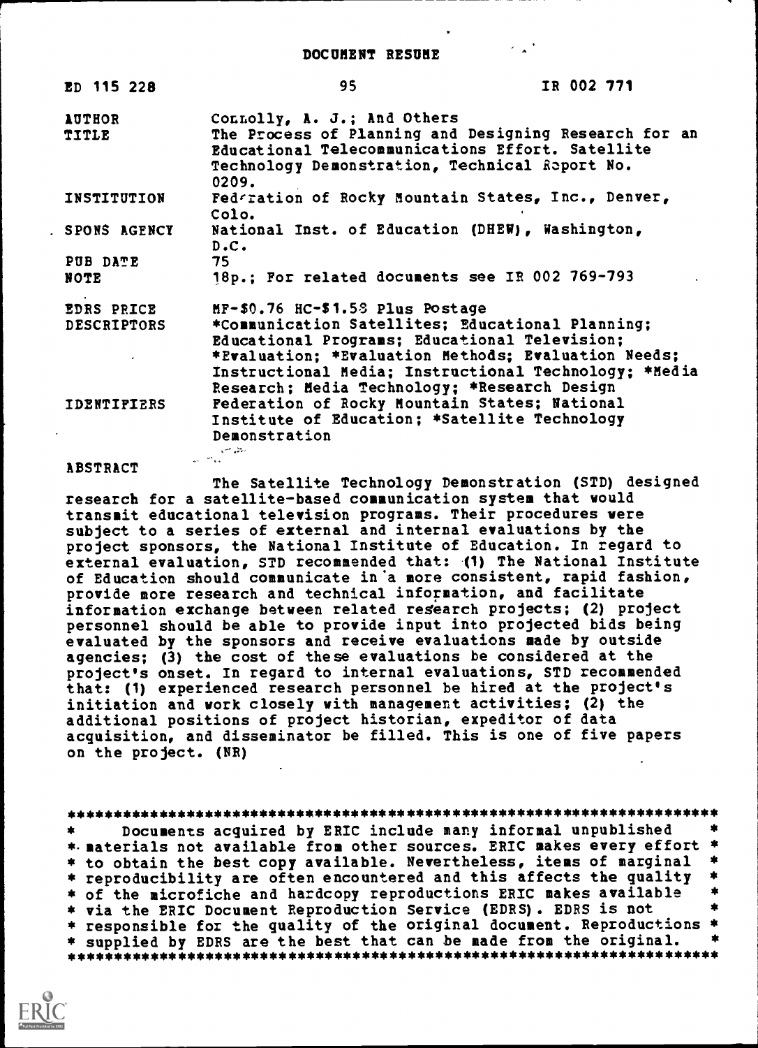DOCUMENT RESUME

| | | |
|---|---|---|
| ED 115 228 | 95 | IR 002 771 |

| | |
|---|---|
| AUTHOR | Connolly, A. J.; And Others |
| TITLE | The Process of Planning and Designing Research for an Educational Telecommunications Effort. Satellite Technology Demonstration, Technical Report No. 0209. |
| INSTITUTION | Federation of Rocky Mountain States, Inc., Denver, Colo. |
| SPONS AGENCY | National Inst. of Education (DHEW), Washington, D.C. |
| PUB DATE | 75 |
| NOTE | 18p.; For related documents see IR 002 769-793 |
| EDRS PRICE | MF-$0.76 HC-$1.58 Plus Postage |
| DESCRIPTORS | *Communication Satellites; Educational Planning; Educational Programs; Educational Television; *Evaluation Methods; Evaluation Needs; Instructional Media; Instructional Technology; *Media Research; Media Technology; *Research Design |
| IDENTIFIERS | Federation of Rocky Mountain States; National Institute of Education; *Satellite Technology Demonstration |

ABSTRACT

The Satellite Technology Demonstration (STD) designed research for a satellite-based communication system that would transmit educational television programs. Their procedures were subject to a series of external and internal evaluations by the project sponsors, the National Institute of Education. In regard to external evaluation, STD recommended that: (1) The National Institute of Education should communicate in a more consistent, rapid fashion, provide more research and technical information, and facilitate information exchange between related research projects; (2) project personnel should be able to provide input into projected bids being evaluated by the sponsors and receive evaluations made by outside agencies; (3) the cost of these evaluations be considered at the project's onset. In regard to internal evaluations, STD recommended that: (1) experienced research personnel be hired at the project's initiation and work closely with management activities; (2) the additional positions of project historian, expeditor of data acquisition, and disseminator be filled. This is one of five papers on the project. (NR)

Documents acquired by ERIC include many informal unpublished materials not available from other sources. ERIC makes every effort to obtain the best copy available. Nevertheless, items of marginal reproducibility are often encountered and this affects the quality of the microfiche and hardcopy reproductions ERIC makes available via the ERIC Document Reproduction Service (EDRS). EDRS is not responsible for the quality of the original document. Reproductions supplied by EDRS are the best that can be made from the original.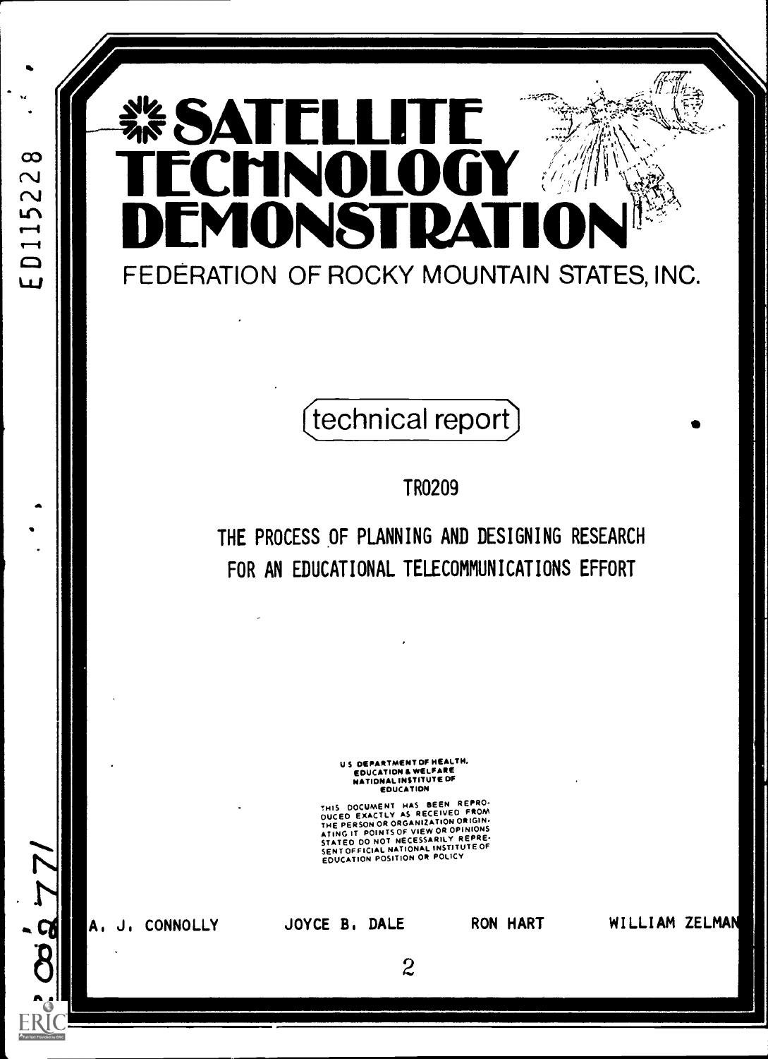# SATELLITE TECHNOLOGY DEMONSTRATION

FEDERATION OF ROCKY MOUNTAIN STATES, INC.

technical report

TR0209

## THE PROCESS OF PLANNING AND DESIGNING RESEARCH FOR AN EDUCATIONAL TELECOMMUNICATIONS EFFORT

U S DEPARTMENT OF HEALTH, EDUCATION & WELFARE NATIONAL INSTITUTE OF EDUCATION

THIS DOCUMENT HAS BEEN REPRODUCED EXACTLY AS RECEIVED FROM THE PERSON OR ORGANIZATION ORIGINATING IT POINTS OF VIEW OR OPINIONS STATED DO NOT NECESSARILY REPRESENT OFFICIAL NATIONAL INSTITUTE OF EDUCATION POSITION OR POLICY

A. J. CONNOLLY JOYCE B. DALE RON HART WILLIAM ZELMAN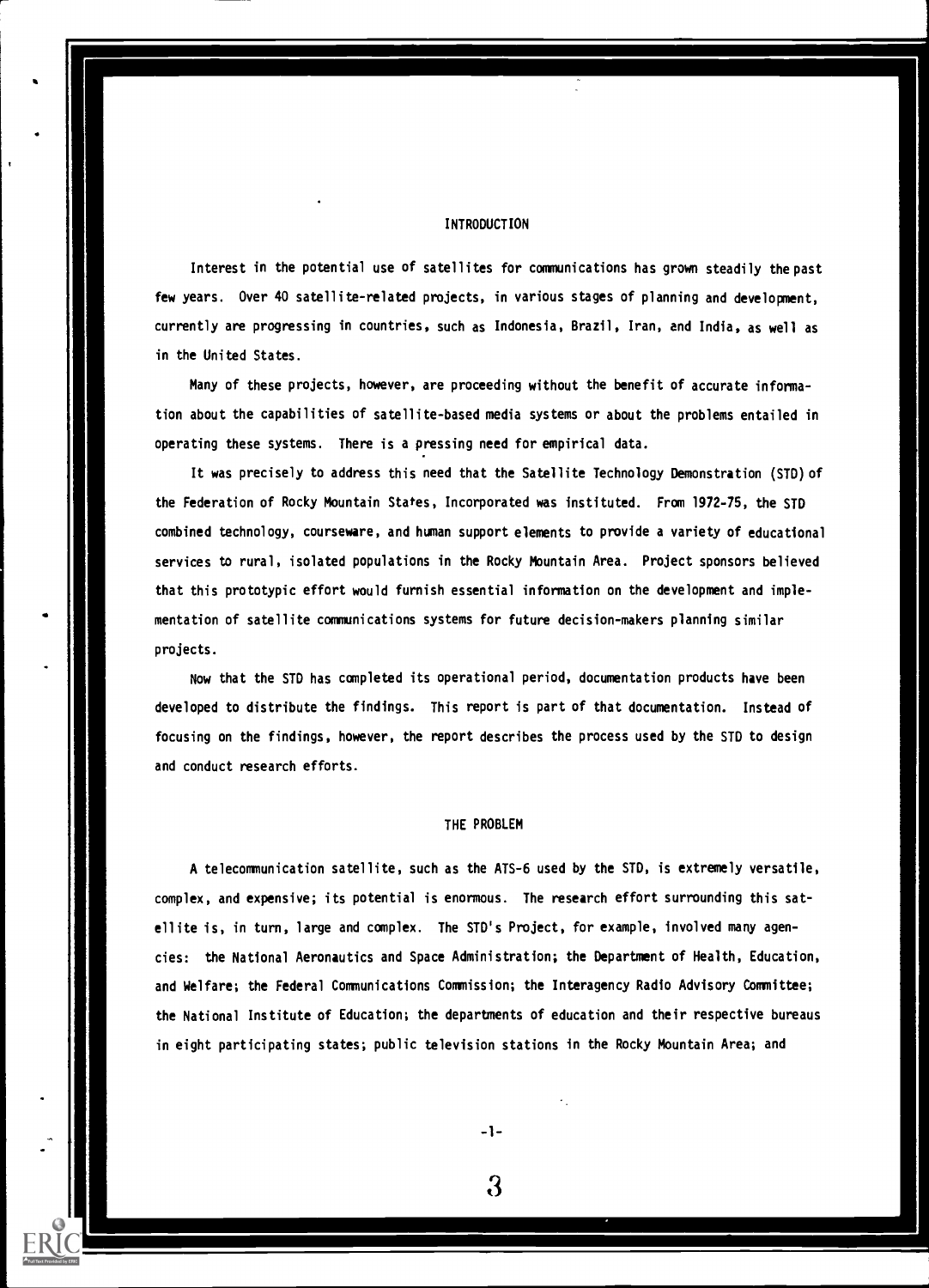## INTRODUCTION

Interest in the potential use of satellites for communications has grown steadily the past few years. Over 40 satellite-related projects, in various stages of planning and development, currently are progressing in countries, such as Indonesia, Brazil, Iran, and India, as well as in the United States.

Many of these projects, however, are proceeding without the benefit of accurate information about the capabilities of satellite-based media systems or about the problems entailed in operating these systems. There is a pressing need for empirical data.

It was precisely to address this need that the Satellite Technology Demonstration (STD) of the Federation of Rocky Mountain States, Incorporated was instituted. From 1972-75, the STD combined technology, courseware, and human support elements to provide a variety of educational services to rural, isolated populations in the Rocky Mountain Area. Project sponsors believed that this prototypic effort would furnish essential information on the development and implementation of satellite communications systems for future decision-makers planning similar projects.

Now that the STD has completed its operational period, documentation products have been developed to distribute the findings. This report is part of that documentation. Instead of focusing on the findings, however, the report describes the process used by the STD to design and conduct research efforts.

## THE PROBLEM

A telecommunication satellite, such as the ATS-6 used by the STD, is extremely versatile, complex, and expensive; its potential is enormous. The research effort surrounding this satellite is, in turn, large and complex. The STD's Project, for example, involved many agencies: the National Aeronautics and Space Administration; the Department of Health, Education, and Welfare; the Federal Communications Commission; the Interagency Radio Advisory Committee; the National Institute of Education; the departments of education and their respective bureaus in eight participating states; public television stations in the Rocky Mountain Area; and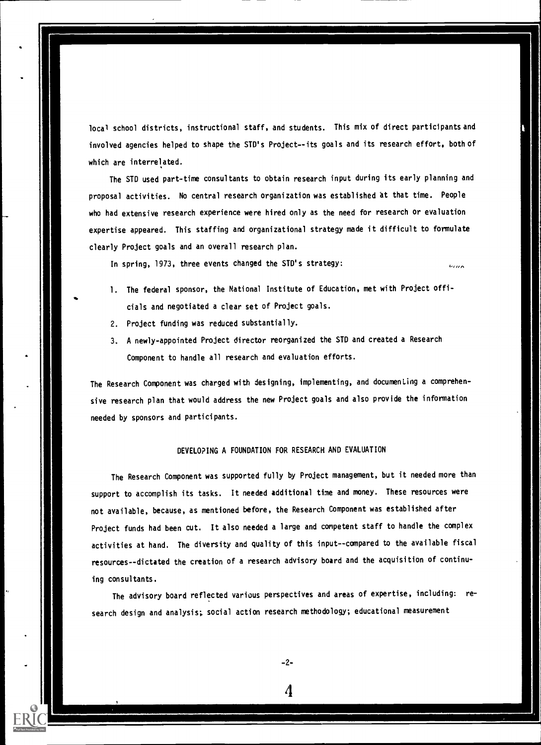local school districts, instructional staff, and students. This mix of direct participants and involved agencies helped to shape the STD's Project--its goals and its research effort, both of which are interrelated.

The STD used part-time consultants to obtain research input during its early planning and proposal activities. No central research organization was established at that time. People who had extensive research experience were hired only as the need for research or evaluation expertise appeared. This staffing and organizational strategy made it difficult to formulate clearly Project goals and an overall research plan.

In spring, 1973, three events changed the STD's strategy:

1. The federal sponsor, the National Institute of Education, met with Project officials and negotiated a clear set of Project goals.
2. Project funding was reduced substantially.
3. A newly-appointed Project director reorganized the STD and created a Research Component to handle all research and evaluation efforts.

The Research Component was charged with designing, implementing, and documenting a comprehensive research plan that would address the new Project goals and also provide the information needed by sponsors and participants.

## DEVELOPING A FOUNDATION FOR RESEARCH AND EVALUATION

The Research Component was supported fully by Project management, but it needed more than support to accomplish its tasks. It needed additional time and money. These resources were not available, because, as mentioned before, the Research Component was established after Project funds had been cut. It also needed a large and competent staff to handle the complex activities at hand. The diversity and quality of this input--compared to the available fiscal resources--dictated the creation of a research advisory board and the acquisition of continuing consultants.

The advisory board reflected various perspectives and areas of expertise, including: research design and analysis; social action research methodology; educational measurement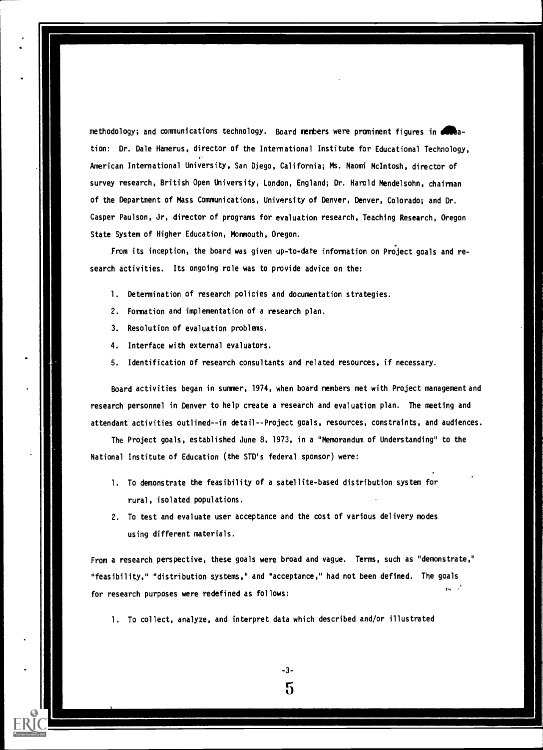methodology; and communications technology. Board members were prominent figures in education: Dr. Dale Hamerus, director of the International Institute for Educational Technology, American International University, San Djego, California; Ms. Naomi McIntosh, director of survey research, British Open University, London, England; Dr. Harold Mendelsohn, chairman of the Department of Mass Communications, University of Denver, Denver, Colorado; and Dr. Casper Paulson, Jr, director of programs for evaluation research, Teaching Research, Oregon State System of Higher Education, Monmouth, Oregon.

From its inception, the board was given up-to-date information on Project goals and research activities. Its ongoing role was to provide advice on the:

1. Determination of research policies and documentation strategies.
2. Formation and implementation of a research plan.
3. Resolution of evaluation problems.
4. Interface with external evaluators.
5. Identification of research consultants and related resources, if necessary.

Board activities began in summer, 1974, when board members met with Project management and research personnel in Denver to help create a research and evaluation plan. The meeting and attendant activities outlined--in detail--Project goals, resources, constraints, and audiences.

The Project goals, established June 8, 1973, in a "Memorandum of Understanding" to the National Institute of Education (the STD's federal sponsor) were:

1. To demonstrate the feasibility of a satellite-based distribution system for rural, isolated populations.
2. To test and evaluate user acceptance and the cost of various delivery modes using different materials.

From a research perspective, these goals were broad and vague. Terms, such as "demonstrate," "feasibility," "distribution systems," and "acceptance," had not been defined. The goals for research purposes were redefined as follows:

1. To collect, analyze, and interpret data which described and/or illustrated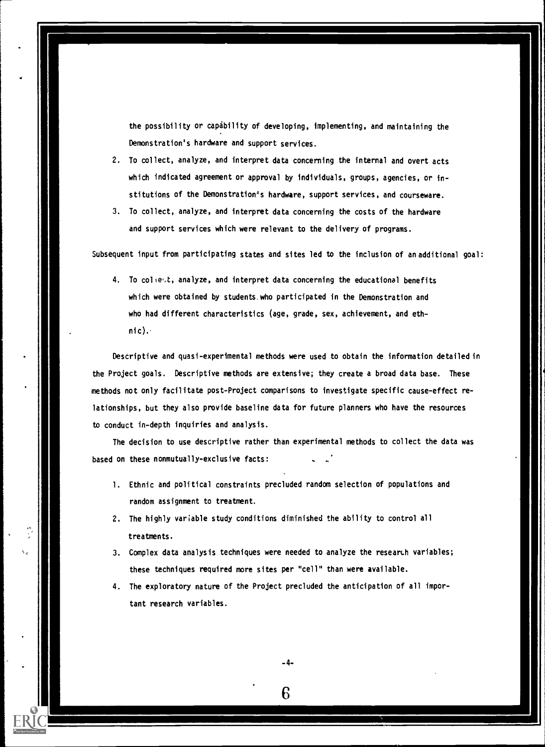the possibility or capability of developing, implementing, and maintaining the Demonstration's hardware and support services.

2. To collect, analyze, and interpret data concerning the internal and overt acts which indicated agreement or approval by individuals, groups, agencies, or institutions of the Demonstration's hardware, support services, and courseware.
3. To collect, analyze, and interpret data concerning the costs of the hardware and support services which were relevant to the delivery of programs.

Subsequent input from participating states and sites led to the inclusion of an additional goal:

4. To collect, analyze, and interpret data concerning the educational benefits which were obtained by students who participated in the Demonstration and who had different characteristics (age, grade, sex, achievement, and ethnic).

Descriptive and quasi-experimental methods were used to obtain the information detailed in the Project goals. Descriptive methods are extensive; they create a broad data base. These methods not only facilitate post-Project comparisons to investigate specific cause-effect relationships, but they also provide baseline data for future planners who have the resources to conduct in-depth inquiries and analysis.

The decision to use descriptive rather than experimental methods to collect the data was based on these nonmutually-exclusive facts:

1. Ethnic and political constraints precluded random selection of populations and random assignment to treatment.
2. The highly variable study conditions diminished the ability to control all treatments.
3. Complex data analysis techniques were needed to analyze the research variables; these techniques required more sites per "cell" than were available.
4. The exploratory nature of the Project precluded the anticipation of all important research variables.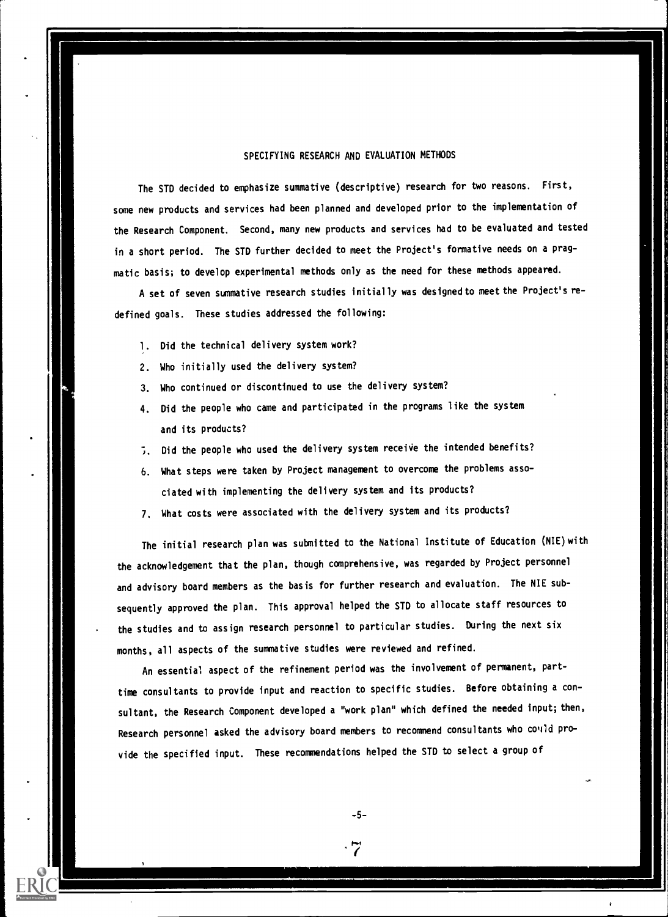## SPECIFYING RESEARCH AND EVALUATION METHODS

The STD decided to emphasize summative (descriptive) research for two reasons. First, some new products and services had been planned and developed prior to the implementation of the Research Component. Second, many new products and services had to be evaluated and tested in a short period. The STD further decided to meet the Project's formative needs on a pragmatic basis; to develop experimental methods only as the need for these methods appeared.

A set of seven summative research studies initially was designed to meet the Project's redefined goals. These studies addressed the following:

1. Did the technical delivery system work?
2. Who initially used the delivery system?
3. Who continued or discontinued to use the delivery system?
4. Did the people who came and participated in the programs like the system and its products?
5. Did the people who used the delivery system receive the intended benefits?
6. What steps were taken by Project management to overcome the problems associated with implementing the delivery system and its products?
7. What costs were associated with the delivery system and its products?

The initial research plan was submitted to the National Institute of Education (NIE) with the acknowledgement that the plan, though comprehensive, was regarded by Project personnel and advisory board members as the basis for further research and evaluation. The NIE subsequently approved the plan. This approval helped the STD to allocate staff resources to the studies and to assign research personnel to particular studies. During the next six months, all aspects of the summative studies were reviewed and refined.

An essential aspect of the refinement period was the involvement of permanent, part-time consultants to provide input and reaction to specific studies. Before obtaining a consultant, the Research Component developed a "work plan" which defined the needed input; then, Research personnel asked the advisory board members to recommend consultants who could provide the specified input. These recommendations helped the STD to select a group of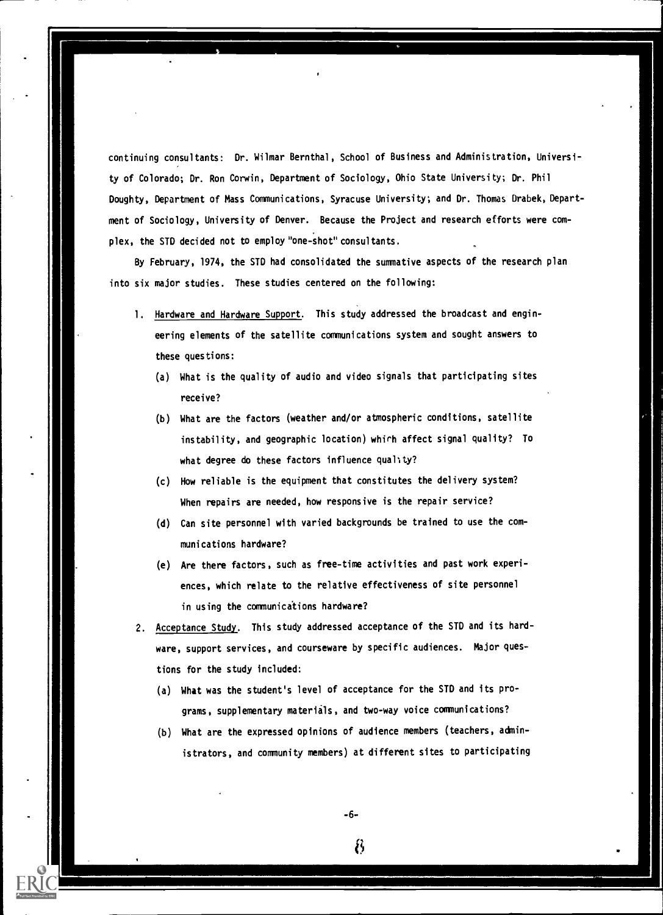continuing consultants: Dr. Wilmar Bernthal, School of Business and Administration, University of Colorado; Dr. Ron Corwin, Department of Sociology, Ohio State University; Dr. Phil Doughty, Department of Mass Communications, Syracuse University; and Dr. Thomas Drabek, Department of Sociology, University of Denver. Because the Project and research efforts were complex, the STD decided not to employ "one-shot" consultants.

By February, 1974, the STD had consolidated the summative aspects of the research plan into six major studies. These studies centered on the following:

1. Hardware and Hardware Support. This study addressed the broadcast and engineering elements of the satellite communications system and sought answers to these questions:
   - (a) What is the quality of audio and video signals that participating sites receive?
   - (b) What are the factors (weather and/or atmospheric conditions, satellite instability, and geographic location) which affect signal quality? To what degree do these factors influence quality?
   - (c) How reliable is the equipment that constitutes the delivery system? When repairs are needed, how responsive is the repair service?
   - (d) Can site personnel with varied backgrounds be trained to use the communications hardware?
   - (e) Are there factors, such as free-time activities and past work experiences, which relate to the relative effectiveness of site personnel in using the communications hardware?
2. Acceptance Study. This study addressed acceptance of the STD and its hardware, support services, and courseware by specific audiences. Major questions for the study included:
   - (a) What was the student's level of acceptance for the STD and its programs, supplementary materials, and two-way voice communications?
   - (b) What are the expressed opinions of audience members (teachers, administrators, and community members) at different sites to participating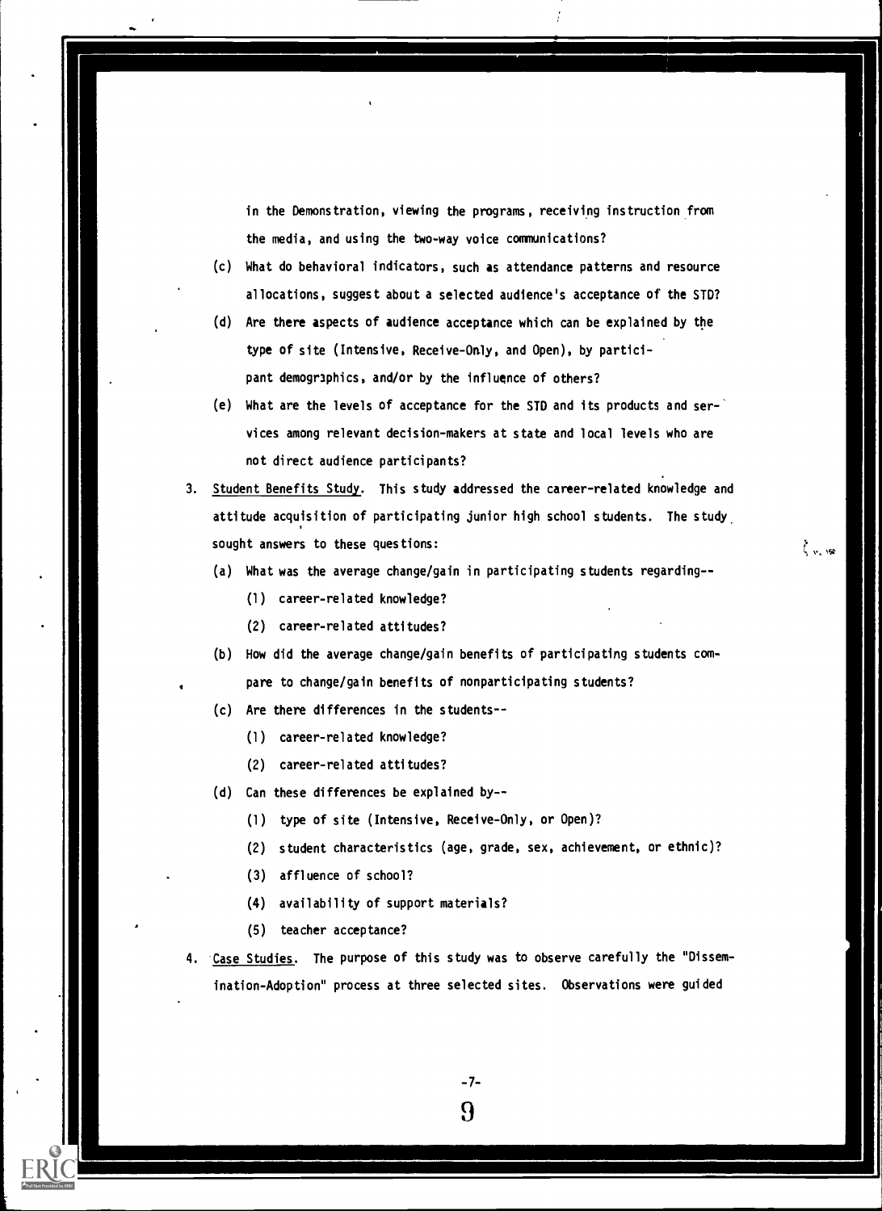in the Demonstration, viewing the programs, receiving instruction from the media, and using the two-way voice communications?

(c) What do behavioral indicators, such as attendance patterns and resource allocations, suggest about a selected audience's acceptance of the STD?

(d) Are there aspects of audience acceptance which can be explained by the type of site (Intensive, Receive-Only, and Open), by participant demographics, and/or by the influence of others?

(e) What are the levels of acceptance for the STD and its products and services among relevant decision-makers at state and local levels who are not direct audience participants?

3. Student Benefits Study. This study addressed the career-related knowledge and attitude acquisition of participating junior high school students. The study sought answers to these questions:

   (a) What was the average change/gain in participating students regarding--
      (1) career-related knowledge?
      (2) career-related attitudes?

   (b) How did the average change/gain benefits of participating students compare to change/gain benefits of nonparticipating students?

   (c) Are there differences in the students--
      (1) career-related knowledge?
      (2) career-related attitudes?

   (d) Can these differences be explained by--
      (1) type of site (Intensive, Receive-Only, or Open)?
      (2) student characteristics (age, grade, sex, achievement, or ethnic)?
      (3) affluence of school?
      (4) availability of support materials?
      (5) teacher acceptance?

4. Case Studies. The purpose of this study was to observe carefully the "Dissemination-Adoption" process at three selected sites. Observations were guided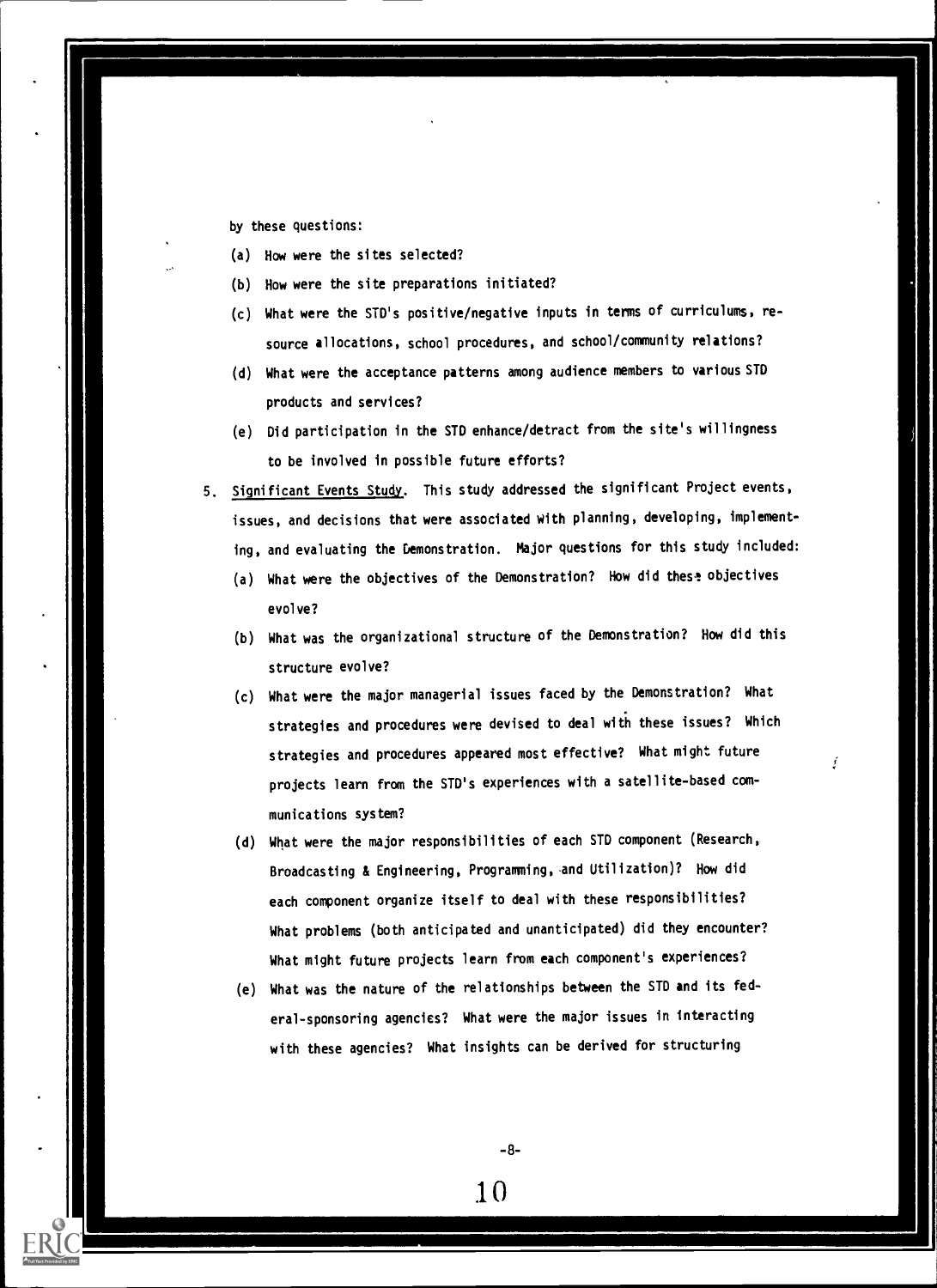by these questions:

(a) How were the sites selected?

(b) How were the site preparations initiated?

(c) What were the STD's positive/negative inputs in terms of curriculums, resource allocations, school procedures, and school/community relations?

(d) What were the acceptance patterns among audience members to various STD products and services?

(e) Did participation in the STD enhance/detract from the site's willingness to be involved in possible future efforts?

5. Significant Events Study. This study addressed the significant Project events, issues, and decisions that were associated with planning, developing, implementing, and evaluating the Demonstration. Major questions for this study included:

   (a) What were the objectives of the Demonstration? How did these objectives evolve?

   (b) What was the organizational structure of the Demonstration? How did this structure evolve?

   (c) What were the major managerial issues faced by the Demonstration? What strategies and procedures were devised to deal with these issues? Which strategies and procedures appeared most effective? What might future projects learn from the STD's experiences with a satellite-based communications system?

   (d) What were the major responsibilities of each STD component (Research, Broadcasting & Engineering, Programming, and Utilization)? How did each component organize itself to deal with these responsibilities? What problems (both anticipated and unanticipated) did they encounter? What might future projects learn from each component's experiences?

   (e) What was the nature of the relationships between the STD and its federal-sponsoring agencies? What were the major issues in interacting with these agencies? What insights can be derived for structuring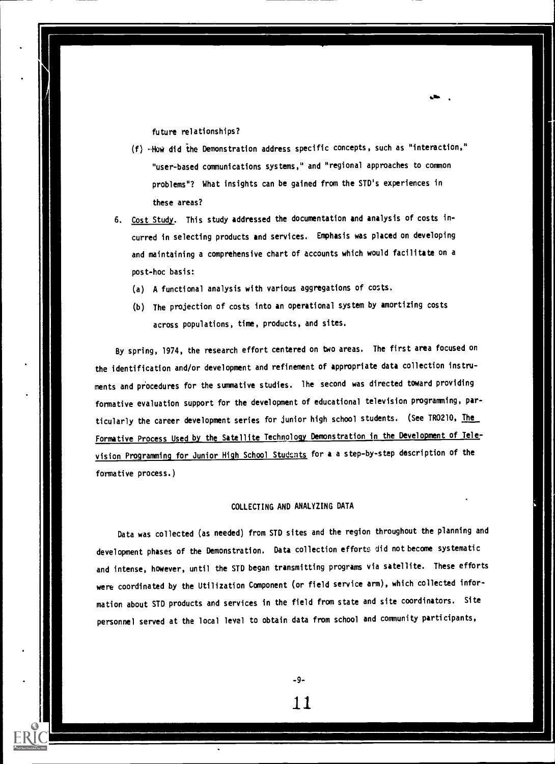future relationships?

(f) How did the Demonstration address specific concepts, such as "interaction," "user-based communications systems," and "regional approaches to common problems"? What insights can be gained from the STD's experiences in these areas?

6. Cost Study. This study addressed the documentation and analysis of costs incurred in selecting products and services. Emphasis was placed on developing and maintaining a comprehensive chart of accounts which would facilitate on a post-hoc basis:

   (a) A functional analysis with various aggregations of costs.

   (b) The projection of costs into an operational system by amortizing costs across populations, time, products, and sites.

By spring, 1974, the research effort centered on two areas. The first area focused on the identification and/or development and refinement of appropriate data collection instruments and procedures for the summative studies. The second was directed toward providing formative evaluation support for the development of educational television programming, particularly the career development series for junior high school students. (See TR0210, The Formative Process Used by the Satellite Technology Demonstration in the Development of Television Programming for Junior High School Students for a a step-by-step description of the formative process.)

## COLLECTING AND ANALYZING DATA

Data was collected (as needed) from STD sites and the region throughout the planning and development phases of the Demonstration. Data collection efforts did not become systematic and intense, however, until the STD began transmitting programs via satellite. These efforts were coordinated by the Utilization Component (or field service arm), which collected information about STD products and services in the field from state and site coordinators. Site personnel served at the local level to obtain data from school and community participants,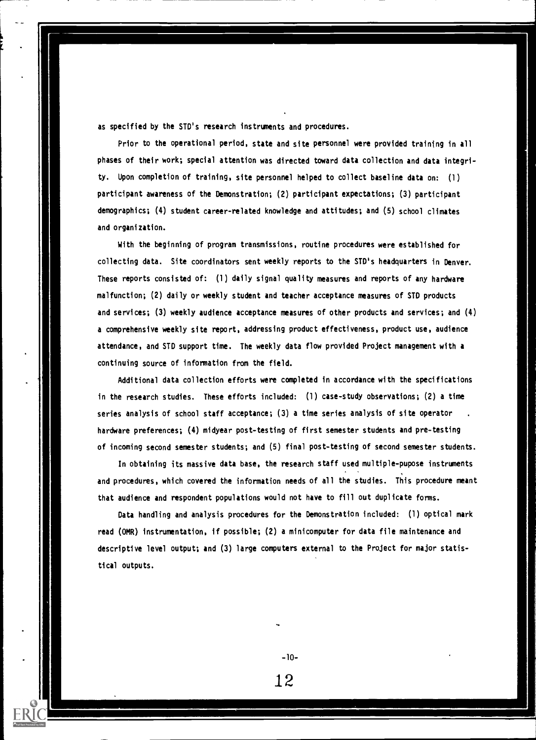as specified by the STD's research instruments and procedures.

Prior to the operational period, state and site personnel were provided training in all phases of their work; special attention was directed toward data collection and data integrity. Upon completion of training, site personnel helped to collect baseline data on: (1) participant awareness of the Demonstration; (2) participant expectations; (3) participant demographics; (4) student career-related knowledge and attitudes; and (5) school climates and organization.

With the beginning of program transmissions, routine procedures were established for collecting data. Site coordinators sent weekly reports to the STD's headquarters in Denver. These reports consisted of: (1) daily signal quality measures and reports of any hardware malfunction; (2) daily or weekly student and teacher acceptance measures of STD products and services; (3) weekly audience acceptance measures of other products and services; and (4) a comprehensive weekly site report, addressing product effectiveness, product use, audience attendance, and STD support time. The weekly data flow provided Project management with a continuing source of information from the field.

Additional data collection efforts were completed in accordance with the specifications in the research studies. These efforts included: (1) case-study observations; (2) a time series analysis of school staff acceptance; (3) a time series analysis of site operator hardware preferences; (4) midyear post-testing of first semester students and pre-testing of incoming second semester students; and (5) final post-testing of second semester students.

In obtaining its massive data base, the research staff used multiple-pupose instruments and procedures, which covered the information needs of all the studies. This procedure meant that audience and respondent populations would not have to fill out duplicate forms.

Data handling and analysis procedures for the Demonstration included: (1) optical mark read (OMR) instrumentation, if possible; (2) a minicomputer for data file maintenance and descriptive level output; and (3) large computers external to the Project for major statistical outputs.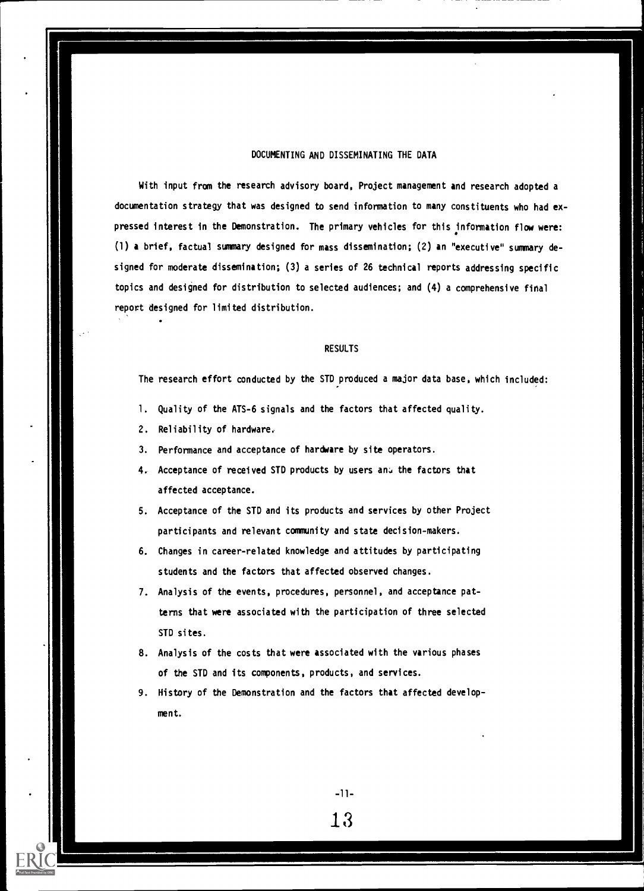## DOCUMENTING AND DISSEMINATING THE DATA

With input from the research advisory board, Project management and research adopted a documentation strategy that was designed to send information to many constituents who had expressed interest in the Demonstration. The primary vehicles for this information flow were: (1) a brief, factual summary designed for mass dissemination; (2) an "executive" summary designed for moderate dissemination; (3) a series of 26 technical reports addressing specific topics and designed for distribution to selected audiences; and (4) a comprehensive final report designed for limited distribution.

## RESULTS

The research effort conducted by the STD produced a major data base, which included:

1. Quality of the ATS-6 signals and the factors that affected quality.
2. Reliability of hardware.
3. Performance and acceptance of hardware by site operators.
4. Acceptance of received STD products by users and the factors that affected acceptance.
5. Acceptance of the STD and its products and services by other Project participants and relevant community and state decision-makers.
6. Changes in career-related knowledge and attitudes by participating students and the factors that affected observed changes.
7. Analysis of the events, procedures, personnel, and acceptance patterns that were associated with the participation of three selected STD sites.
8. Analysis of the costs that were associated with the various phases of the STD and its components, products, and services.
9. History of the Demonstration and the factors that affected development.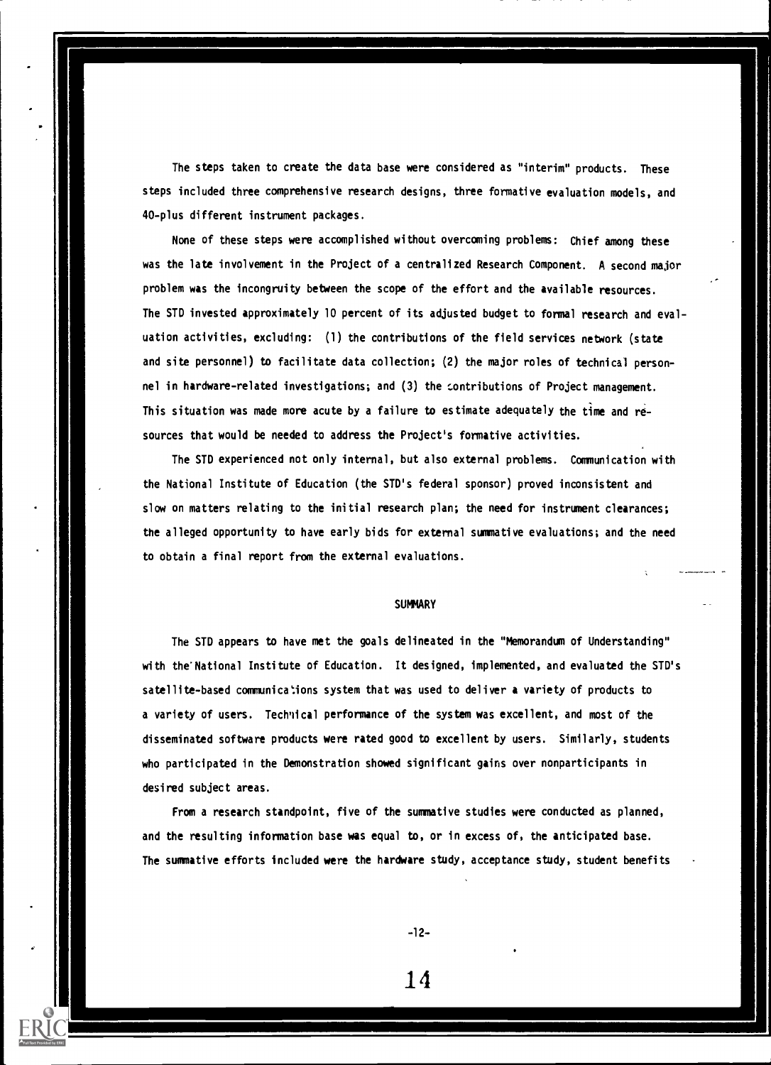The steps taken to create the data base were considered as "interim" products. These steps included three comprehensive research designs, three formative evaluation models, and 40-plus different instrument packages.

None of these steps were accomplished without overcoming problems: Chief among these was the late involvement in the Project of a centralized Research Component. A second major problem was the incongruity between the scope of the effort and the available resources. The STD invested approximately 10 percent of its adjusted budget to formal research and evaluation activities, excluding: (1) the contributions of the field services network (state and site personnel) to facilitate data collection; (2) the major roles of technical personnel in hardware-related investigations; and (3) the contributions of Project management. This situation was made more acute by a failure to estimate adequately the time and resources that would be needed to address the Project's formative activities.

The STD experienced not only internal, but also external problems. Communication with the National Institute of Education (the STD's federal sponsor) proved inconsistent and slow on matters relating to the initial research plan; the need for instrument clearances; the alleged opportunity to have early bids for external summative evaluations; and the need to obtain a final report from the external evaluations.

## SUMMARY

The STD appears to have met the goals delineated in the "Memorandum of Understanding" with the National Institute of Education. It designed, implemented, and evaluated the STD's satellite-based communications system that was used to deliver a variety of products to a variety of users. Technical performance of the system was excellent, and most of the disseminated software products were rated good to excellent by users. Similarly, students who participated in the Demonstration showed significant gains over nonparticipants in desired subject areas.

From a research standpoint, five of the summative studies were conducted as planned, and the resulting information base was equal to, or in excess of, the anticipated base. The summative efforts included were the hardware study, acceptance study, student benefits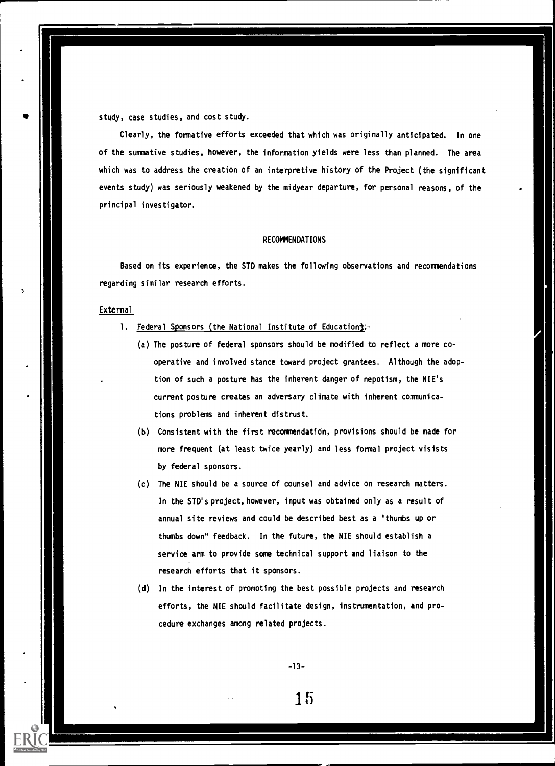study, case studies, and cost study.

Clearly, the formative efforts exceeded that which was originally anticipated. In one of the summative studies, however, the information yields were less than planned. The area which was to address the creation of an interpretive history of the Project (the significant events study) was seriously weakened by the midyear departure, for personal reasons, of the principal investigator.

## RECOMMENDATIONS

Based on its experience, the STD makes the following observations and recommendations regarding similar research efforts.

### External

1. Federal Sponsors (the National Institute of Education):

   (a) The posture of federal sponsors should be modified to reflect a more co-operative and involved stance toward project grantees. Although the adoption of such a posture has the inherent danger of nepotism, the NIE's current posture creates an adversary climate with inherent communications problems and inherent distrust.

   (b) Consistent with the first recommendation, provisions should be made for more frequent (at least twice yearly) and less formal project visists by federal sponsors.

   (c) The NIE should be a source of counsel and advice on research matters. In the STD's project, however, input was obtained only as a result of annual site reviews and could be described best as a "thumbs up or thumbs down" feedback. In the future, the NIE should establish a service arm to provide some technical support and liaison to the research efforts that it sponsors.

   (d) In the interest of promoting the best possible projects and research efforts, the NIE should facilitate design, instrumentation, and procedure exchanges among related projects.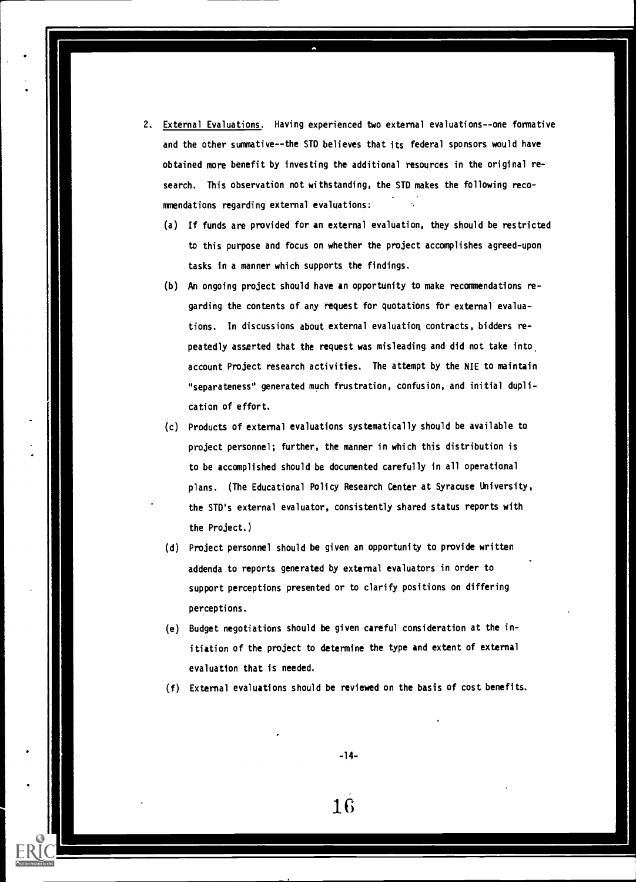2. External Evaluations. Having experienced two external evaluations--one formative and the other summative--the STD believes that its federal sponsors would have obtained more benefit by investing the additional resources in the original research. This observation not withstanding, the STD makes the following recommendations regarding external evaluations:

   (a) If funds are provided for an external evaluation, they should be restricted to this purpose and focus on whether the project accomplishes agreed-upon tasks in a manner which supports the findings.

   (b) An ongoing project should have an opportunity to make recommendations regarding the contents of any request for quotations for external evaluations. In discussions about external evaluation contracts, bidders repeatedly asserted that the request was misleading and did not take into account Project research activities. The attempt by the NIE to maintain "separateness" generated much frustration, confusion, and initial duplication of effort.

   (c) Products of external evaluations systematically should be available to project personnel; further, the manner in which this distribution is to be accomplished should be documented carefully in all operational plans. (The Educational Policy Research Center at Syracuse University, the STD's external evaluator, consistently shared status reports with the Project.)

   (d) Project personnel should be given an opportunity to provide written addenda to reports generated by external evaluators in order to support perceptions presented or to clarify positions on differing perceptions.

   (e) Budget negotiations should be given careful consideration at the initiation of the project to determine the type and extent of external evaluation that is needed.

   (f) External evaluations should be reviewed on the basis of cost benefits.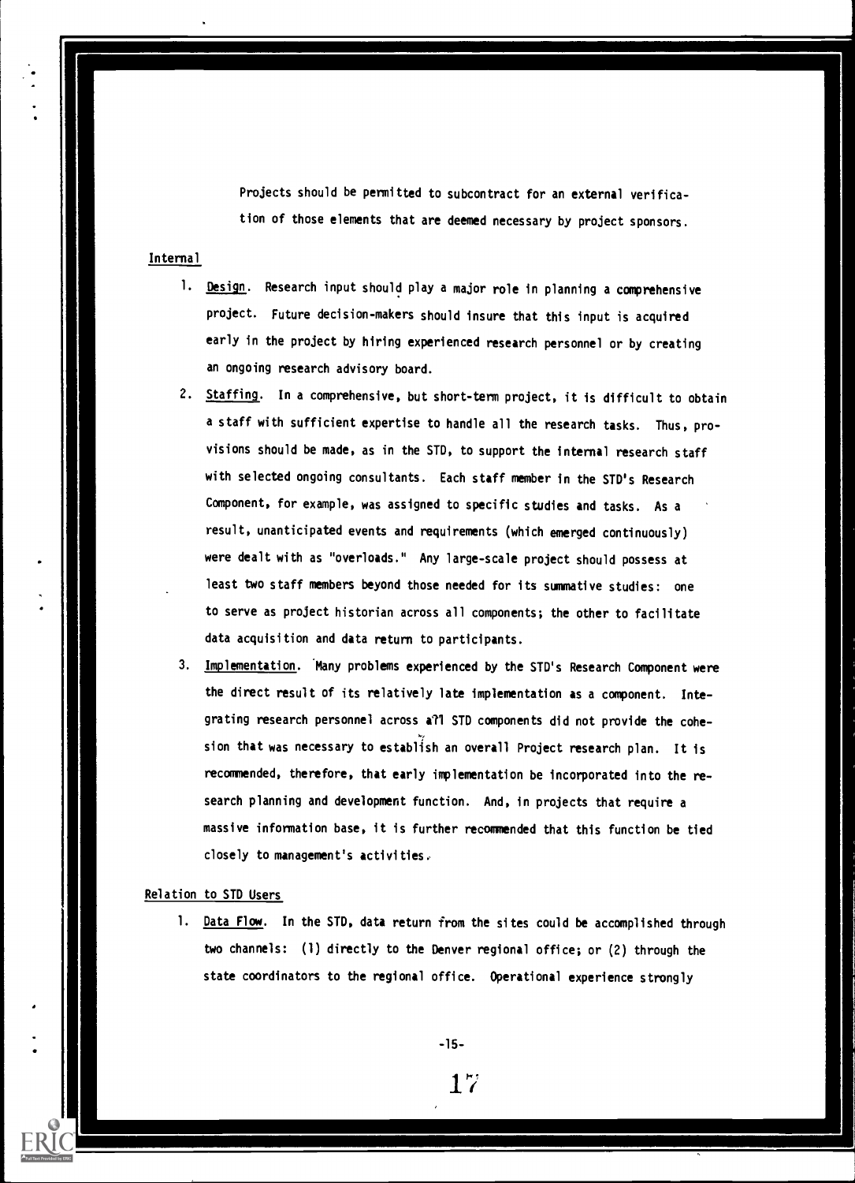Projects should be permitted to subcontract for an external verification of those elements that are deemed necessary by project sponsors.

Internal

1. Design. Research input should play a major role in planning a comprehensive project. Future decision-makers should insure that this input is acquired early in the project by hiring experienced research personnel or by creating an ongoing research advisory board.

2. Staffing. In a comprehensive, but short-term project, it is difficult to obtain a staff with sufficient expertise to handle all the research tasks. Thus, provisions should be made, as in the STD, to support the internal research staff with selected ongoing consultants. Each staff member in the STD's Research Component, for example, was assigned to specific studies and tasks. As a result, unanticipated events and requirements (which emerged continuously) were dealt with as "overloads." Any large-scale project should possess at least two staff members beyond those needed for its summative studies: one to serve as project historian across all components; the other to facilitate data acquisition and data return to participants.

3. Implementation. Many problems experienced by the STD's Research Component were the direct result of its relatively late implementation as a component. Integrating research personnel across all STD components did not provide the cohesion that was necessary to establish an overall Project research plan. It is recommended, therefore, that early implementation be incorporated into the research planning and development function. And, in projects that require a massive information base, it is further recommended that this function be tied closely to management's activities.

Relation to STD Users

1. Data Flow. In the STD, data return from the sites could be accomplished through two channels: (1) directly to the Denver regional office; or (2) through the state coordinators to the regional office. Operational experience strongly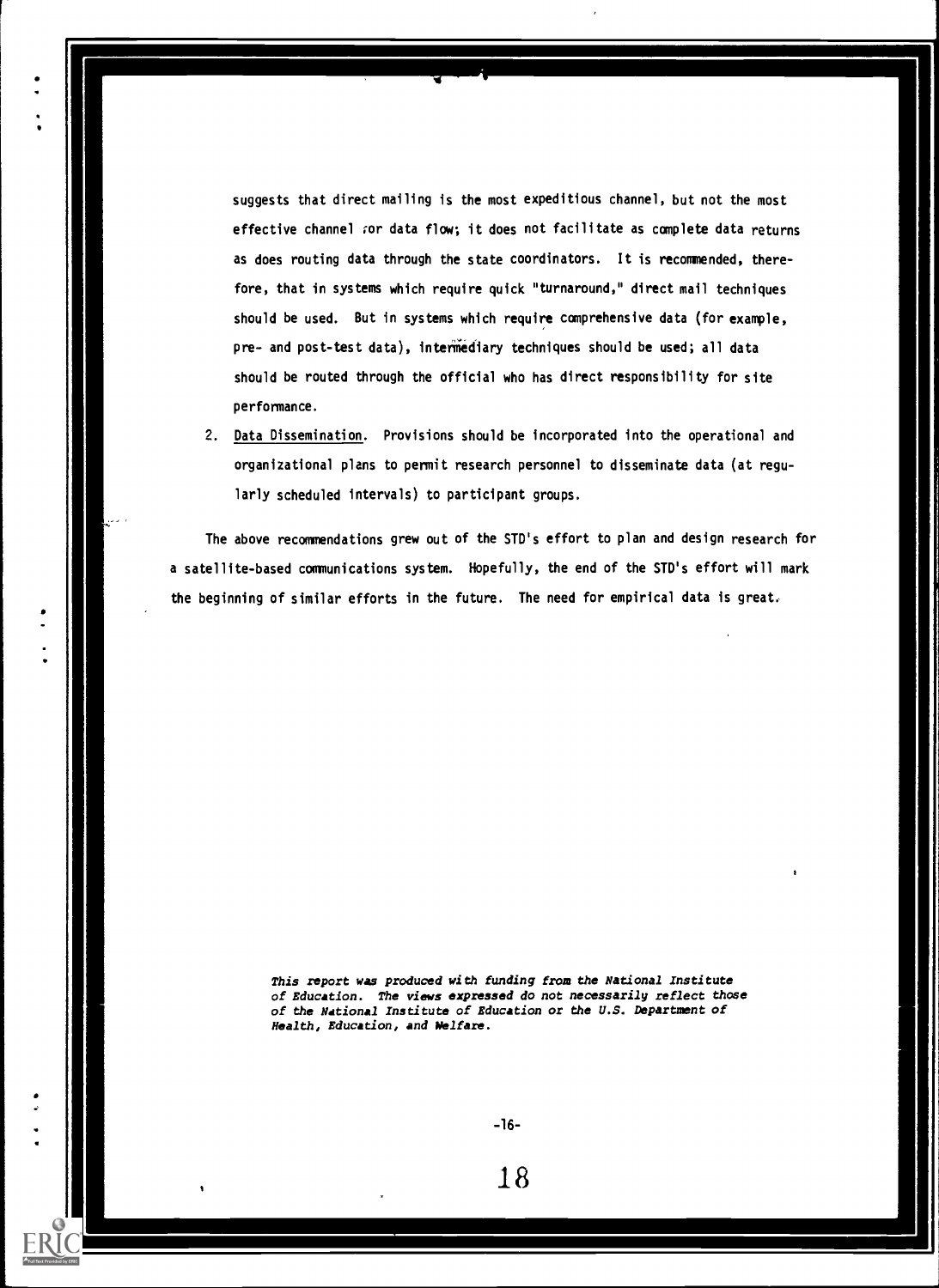suggests that direct mailing is the most expeditious channel, but not the most effective channel for data flow; it does not facilitate as complete data returns as does routing data through the state coordinators. It is recommended, therefore, that in systems which require quick "turnaround," direct mail techniques should be used. But in systems which require comprehensive data (for example, pre- and post-test data), intermediary techniques should be used; all data should be routed through the official who has direct responsibility for site performance.

2. Data Dissemination. Provisions should be incorporated into the operational and organizational plans to permit research personnel to disseminate data (at regularly scheduled intervals) to participant groups.

The above recommendations grew out of the STD's effort to plan and design research for a satellite-based communications system. Hopefully, the end of the STD's effort will mark the beginning of similar efforts in the future. The need for empirical data is great.

*This report was produced with funding from the National Institute of Education. The views expressed do not necessarily reflect those of the National Institute of Education or the U.S. Department of Health, Education, and Welfare.*